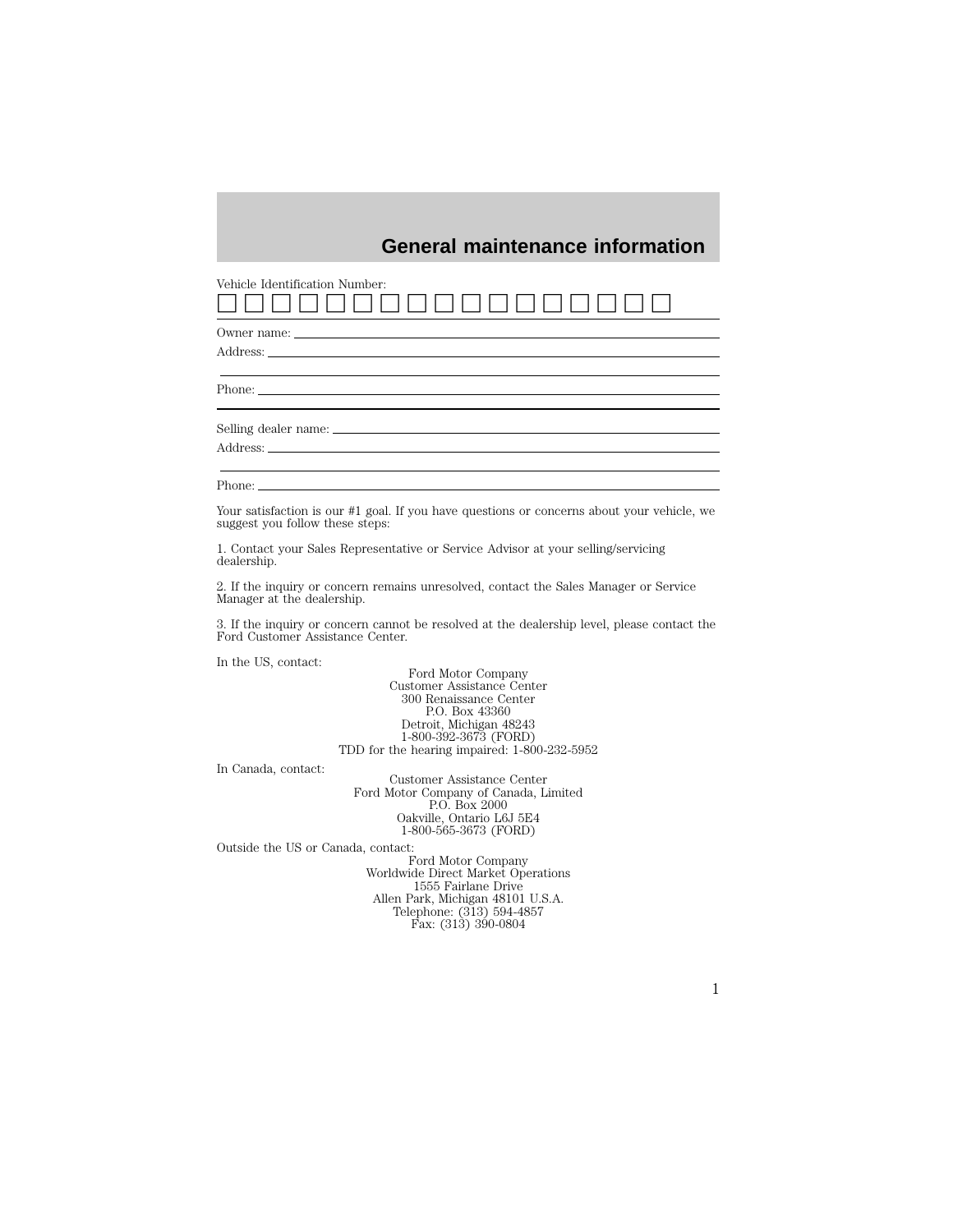# General maintenance information

Vehicle Identification Number:

☐☐☐☐☐☐☐☐☐☐☐☐☐☐☐☐☐

Owner name: \_\_\_\_\_\_\_\_\_\_\_\_\_\_\_\_\_\_\_\_

Address: \_\_\_\_\_\_\_\_\_\_\_\_\_\_\_\_\_\_\_\_

\_\_\_\_\_\_\_\_\_\_\_\_\_\_\_\_\_\_\_\_

Phone: \_\_\_\_\_\_\_\_\_\_\_\_\_\_\_\_\_\_\_\_

Selling dealer name: \_\_\_\_\_\_\_\_\_\_\_\_\_\_\_\_\_\_\_\_

Address: \_\_\_\_\_\_\_\_\_\_\_\_\_\_\_\_\_\_\_\_

\_\_\_\_\_\_\_\_\_\_\_\_\_\_\_\_\_\_\_\_

Phone: \_\_\_\_\_\_\_\_\_\_\_\_\_\_\_\_\_\_\_\_

Your satisfaction is our #1 goal. If you have questions or concerns about your vehicle, we suggest you follow these steps:

1. Contact your Sales Representative or Service Advisor at your selling/servicing dealership.

2. If the inquiry or concern remains unresolved, contact the Sales Manager or Service Manager at the dealership.

3. If the inquiry or concern cannot be resolved at the dealership level, please contact the Ford Customer Assistance Center.

In the US, contact:

Ford Motor Company
Customer Assistance Center
300 Renaissance Center
P.O. Box 43360
Detroit, Michigan 48243
1-800-392-3673 (FORD)
TDD for the hearing impaired: 1-800-232-5952

In Canada, contact:

Customer Assistance Center
Ford Motor Company of Canada, Limited
P.O. Box 2000
Oakville, Ontario L6J 5E4
1-800-565-3673 (FORD)

Outside the US or Canada, contact:

Ford Motor Company
Worldwide Direct Market Operations
1555 Fairlane Drive
Allen Park, Michigan 48101 U.S.A.
Telephone: (313) 594-4857
Fax: (313) 390-0804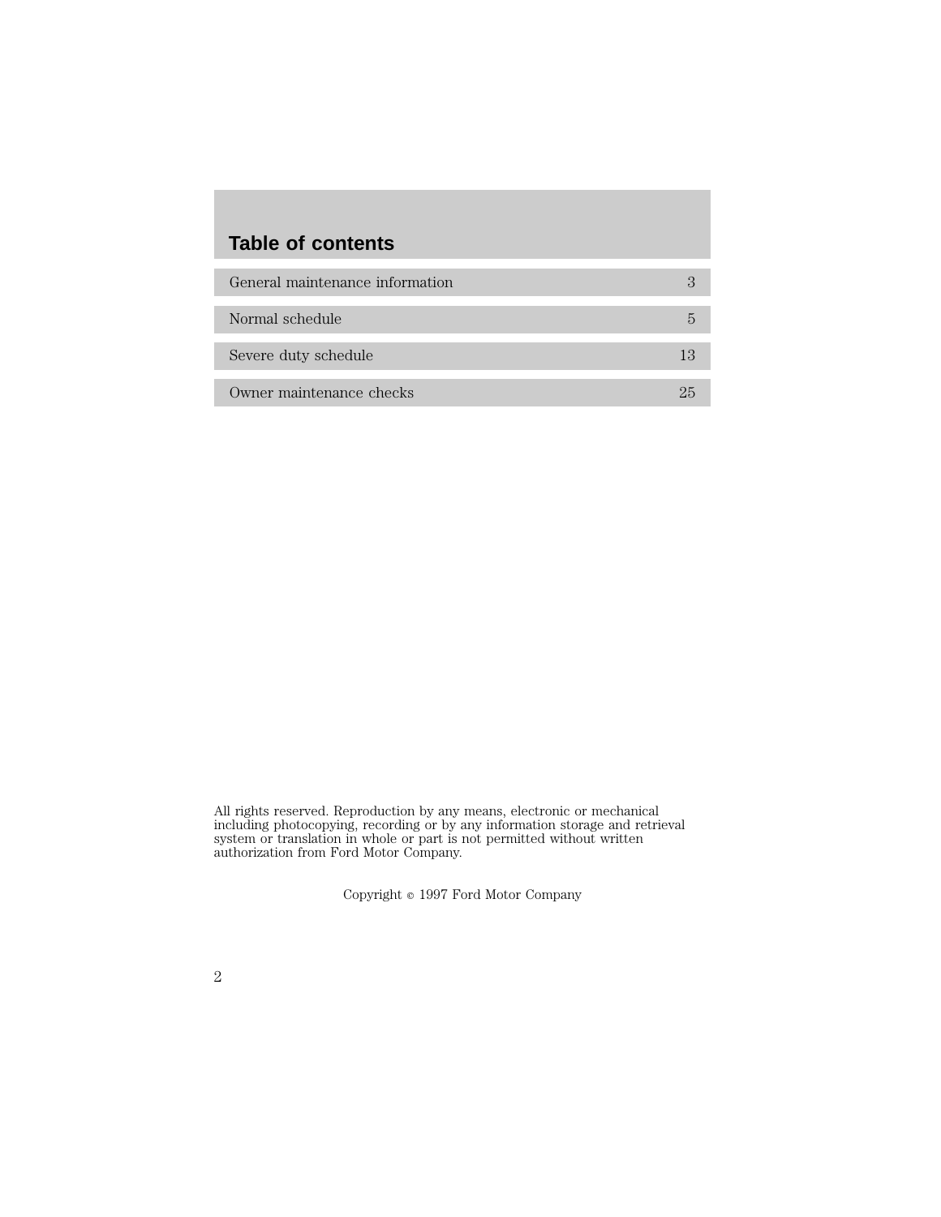# Table of contents

| | |
|---|---|
| General maintenance information | 3 |
| Normal schedule | 5 |
| Severe duty schedule | 13 |
| Owner maintenance checks | 25 |

All rights reserved. Reproduction by any means, electronic or mechanical including photocopying, recording or by any information storage and retrieval system or translation in whole or part is not permitted without written authorization from Ford Motor Company.

Copyright © 1997 Ford Motor Company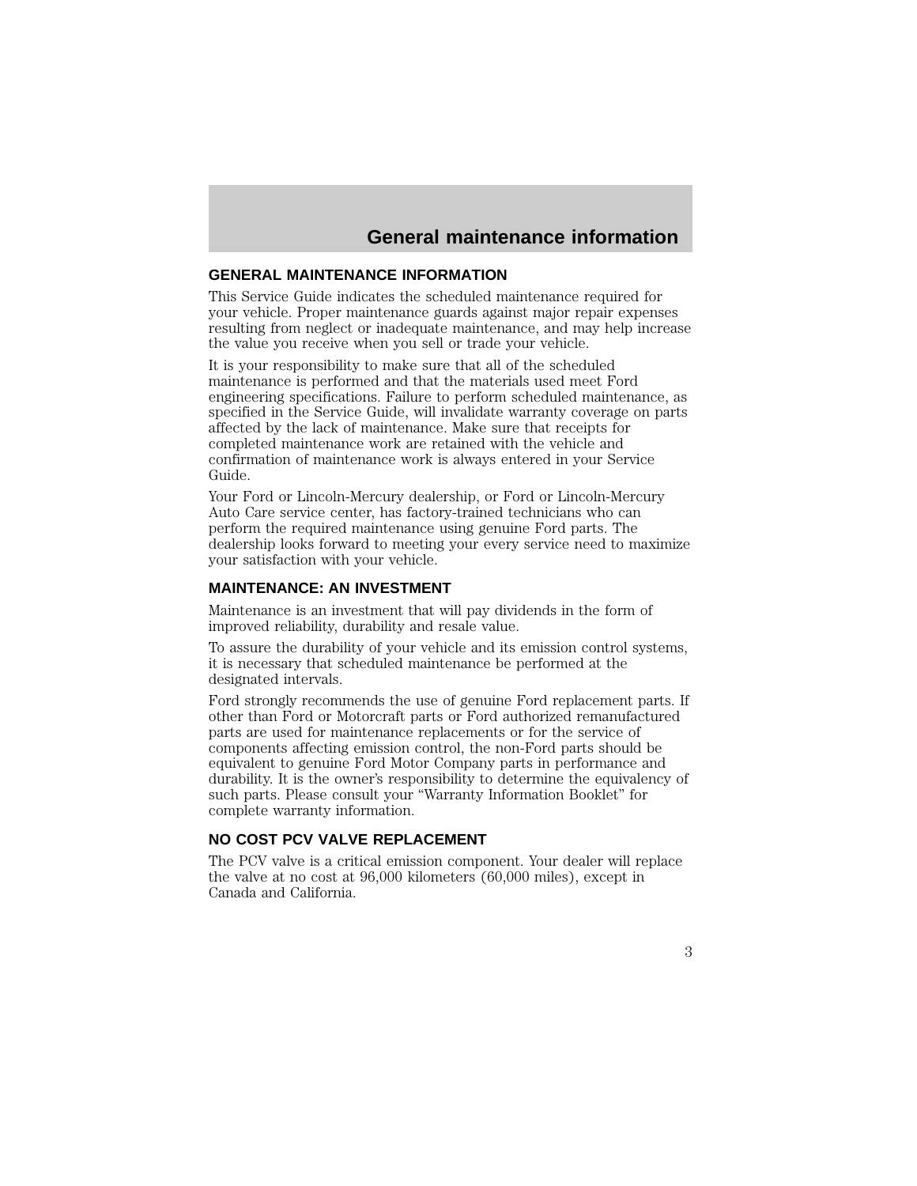# General maintenance information

## GENERAL MAINTENANCE INFORMATION

This Service Guide indicates the scheduled maintenance required for your vehicle. Proper maintenance guards against major repair expenses resulting from neglect or inadequate maintenance, and may help increase the value you receive when you sell or trade your vehicle.

It is your responsibility to make sure that all of the scheduled maintenance is performed and that the materials used meet Ford engineering specifications. Failure to perform scheduled maintenance, as specified in the Service Guide, will invalidate warranty coverage on parts affected by the lack of maintenance. Make sure that receipts for completed maintenance work are retained with the vehicle and confirmation of maintenance work is always entered in your Service Guide.

Your Ford or Lincoln-Mercury dealership, or Ford or Lincoln-Mercury Auto Care service center, has factory-trained technicians who can perform the required maintenance using genuine Ford parts. The dealership looks forward to meeting your every service need to maximize your satisfaction with your vehicle.

## MAINTENANCE: AN INVESTMENT

Maintenance is an investment that will pay dividends in the form of improved reliability, durability and resale value.

To assure the durability of your vehicle and its emission control systems, it is necessary that scheduled maintenance be performed at the designated intervals.

Ford strongly recommends the use of genuine Ford replacement parts. If other than Ford or Motorcraft parts or Ford authorized remanufactured parts are used for maintenance replacements or for the service of components affecting emission control, the non-Ford parts should be equivalent to genuine Ford Motor Company parts in performance and durability. It is the owner's responsibility to determine the equivalency of such parts. Please consult your "Warranty Information Booklet" for complete warranty information.

## NO COST PCV VALVE REPLACEMENT

The PCV valve is a critical emission component. Your dealer will replace the valve at no cost at 96,000 kilometers (60,000 miles), except in Canada and California.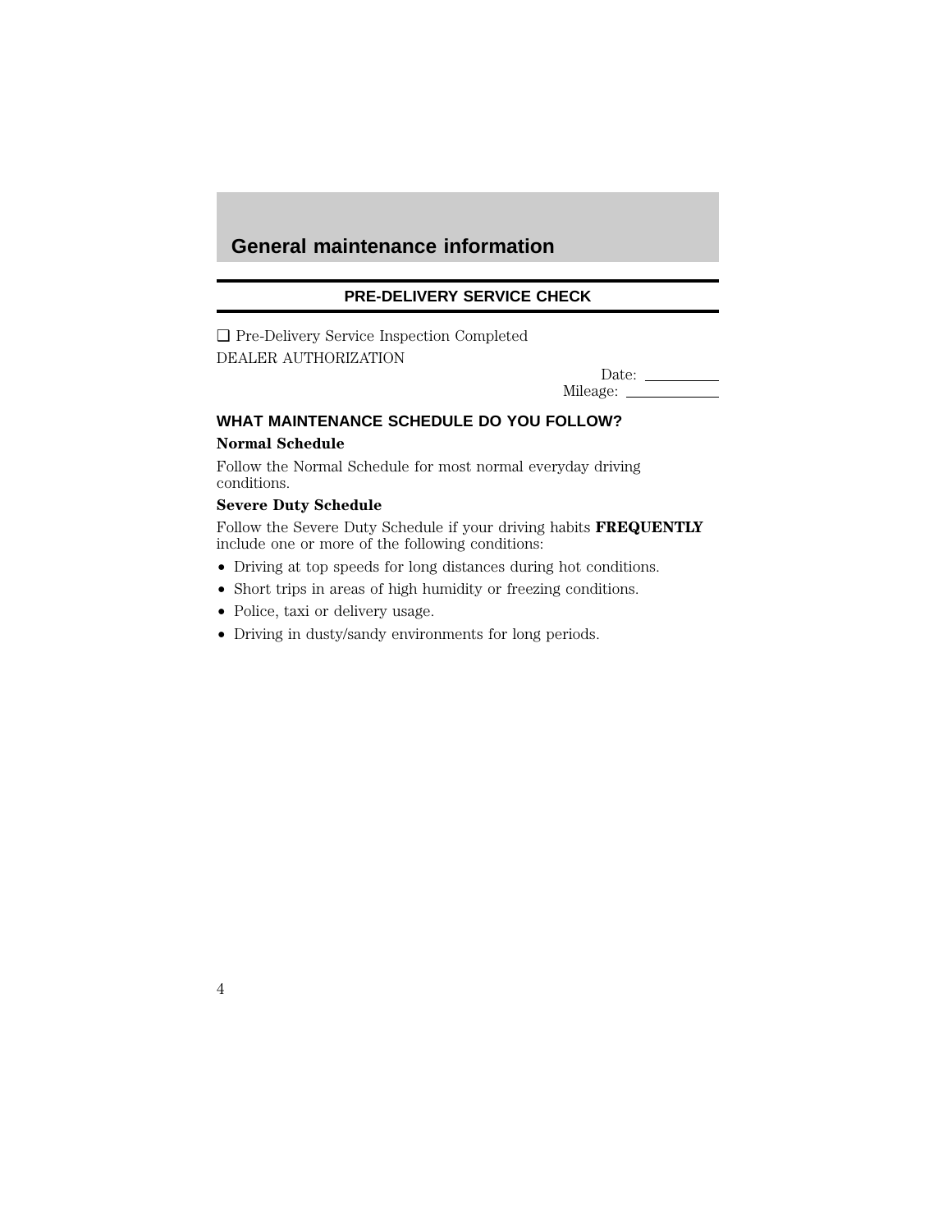# General maintenance information

## PRE-DELIVERY SERVICE CHECK

❑ Pre-Delivery Service Inspection Completed

DEALER AUTHORIZATION

Date: ________

Mileage: ________

### WHAT MAINTENANCE SCHEDULE DO YOU FOLLOW?

**Normal Schedule**

Follow the Normal Schedule for most normal everyday driving conditions.

**Severe Duty Schedule**

Follow the Severe Duty Schedule if your driving habits **FREQUENTLY** include one or more of the following conditions:

- Driving at top speeds for long distances during hot conditions.
- Short trips in areas of high humidity or freezing conditions.
- Police, taxi or delivery usage.
- Driving in dusty/sandy environments for long periods.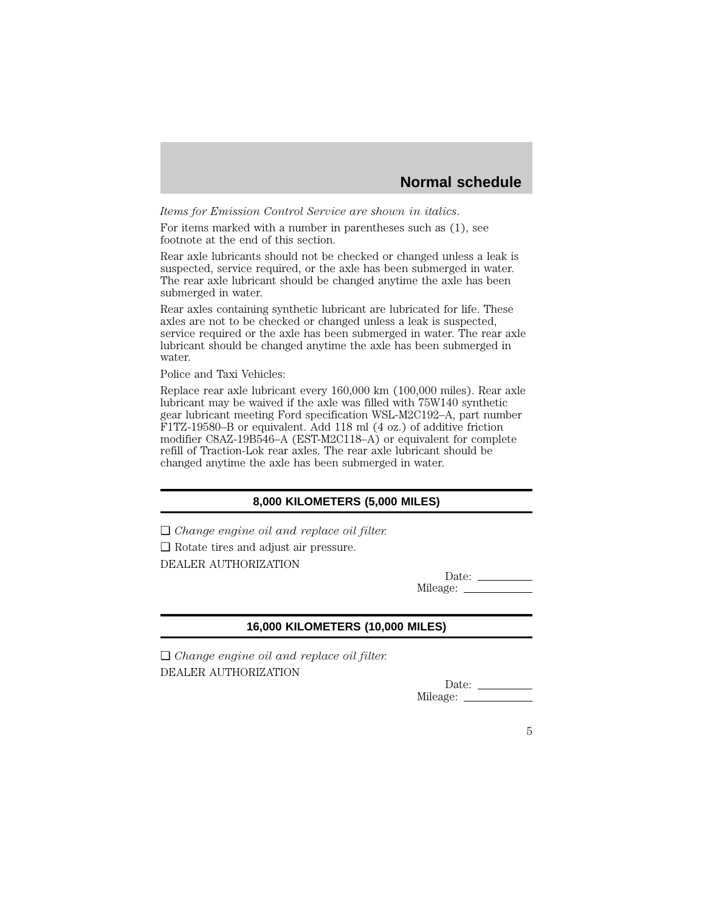# Normal schedule

*Items for Emission Control Service are shown in italics.*

For items marked with a number in parentheses such as (1), see footnote at the end of this section.

Rear axle lubricants should not be checked or changed unless a leak is suspected, service required, or the axle has been submerged in water. The rear axle lubricant should be changed anytime the axle has been submerged in water.

Rear axles containing synthetic lubricant are lubricated for life. These axles are not to be checked or changed unless a leak is suspected, service required or the axle has been submerged in water. The rear axle lubricant should be changed anytime the axle has been submerged in water.

Police and Taxi Vehicles:

Replace rear axle lubricant every 160,000 km (100,000 miles). Rear axle lubricant may be waived if the axle was filled with 75W140 synthetic gear lubricant meeting Ford specification WSL-M2C192–A, part number F1TZ-19580–B or equivalent. Add 118 ml (4 oz.) of additive friction modifier C8AZ-19B546–A (EST-M2C118–A) or equivalent for complete refill of Traction-Lok rear axles. The rear axle lubricant should be changed anytime the axle has been submerged in water.

## 8,000 KILOMETERS (5,000 MILES)

❑ *Change engine oil and replace oil filter.*

❑ Rotate tires and adjust air pressure.

DEALER AUTHORIZATION

Date: ________
Mileage: ________

## 16,000 KILOMETERS (10,000 MILES)

❑ *Change engine oil and replace oil filter.*

DEALER AUTHORIZATION

Date: ________
Mileage: ________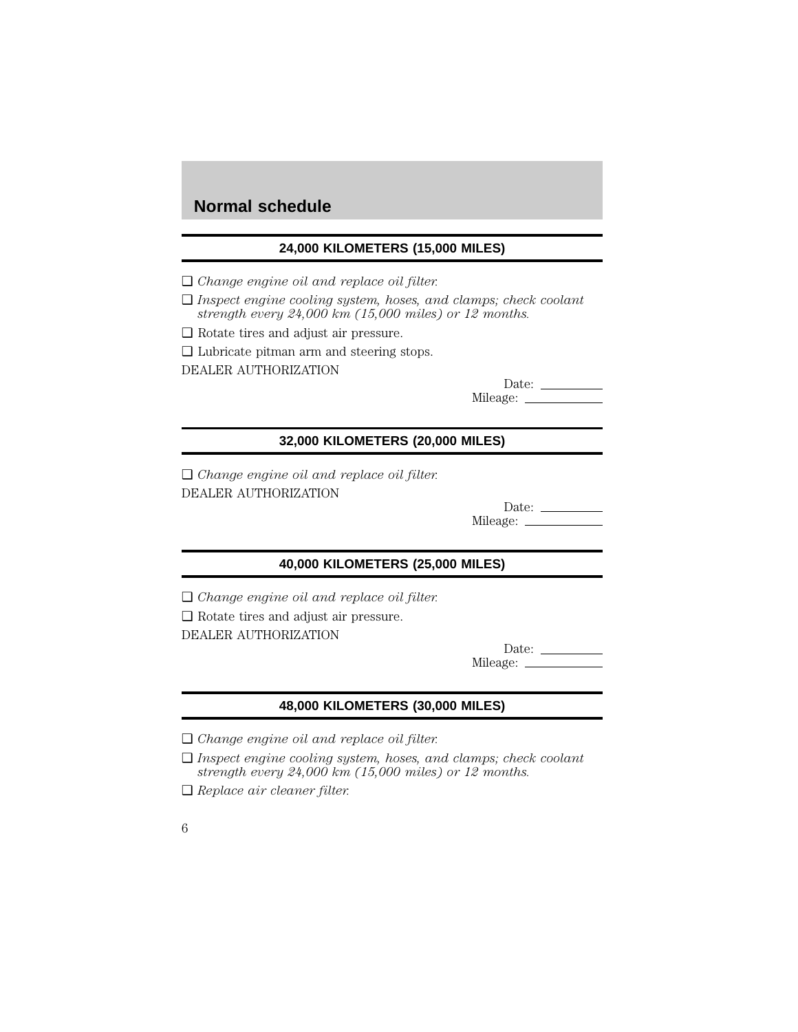## Normal schedule

### 24,000 KILOMETERS (15,000 MILES)

❑ *Change engine oil and replace oil filter.*

❑ *Inspect engine cooling system, hoses, and clamps; check coolant strength every 24,000 km (15,000 miles) or 12 months.*

❑ Rotate tires and adjust air pressure.

❑ Lubricate pitman arm and steering stops.

DEALER AUTHORIZATION

Date: ________

Mileage: ________

### 32,000 KILOMETERS (20,000 MILES)

❑ *Change engine oil and replace oil filter.*

DEALER AUTHORIZATION

Date: ________

Mileage: ________

### 40,000 KILOMETERS (25,000 MILES)

❑ *Change engine oil and replace oil filter.*

❑ Rotate tires and adjust air pressure.

DEALER AUTHORIZATION

Date: ________

Mileage: ________

### 48,000 KILOMETERS (30,000 MILES)

❑ *Change engine oil and replace oil filter.*

❑ *Inspect engine cooling system, hoses, and clamps; check coolant strength every 24,000 km (15,000 miles) or 12 months.*

❑ *Replace air cleaner filter.*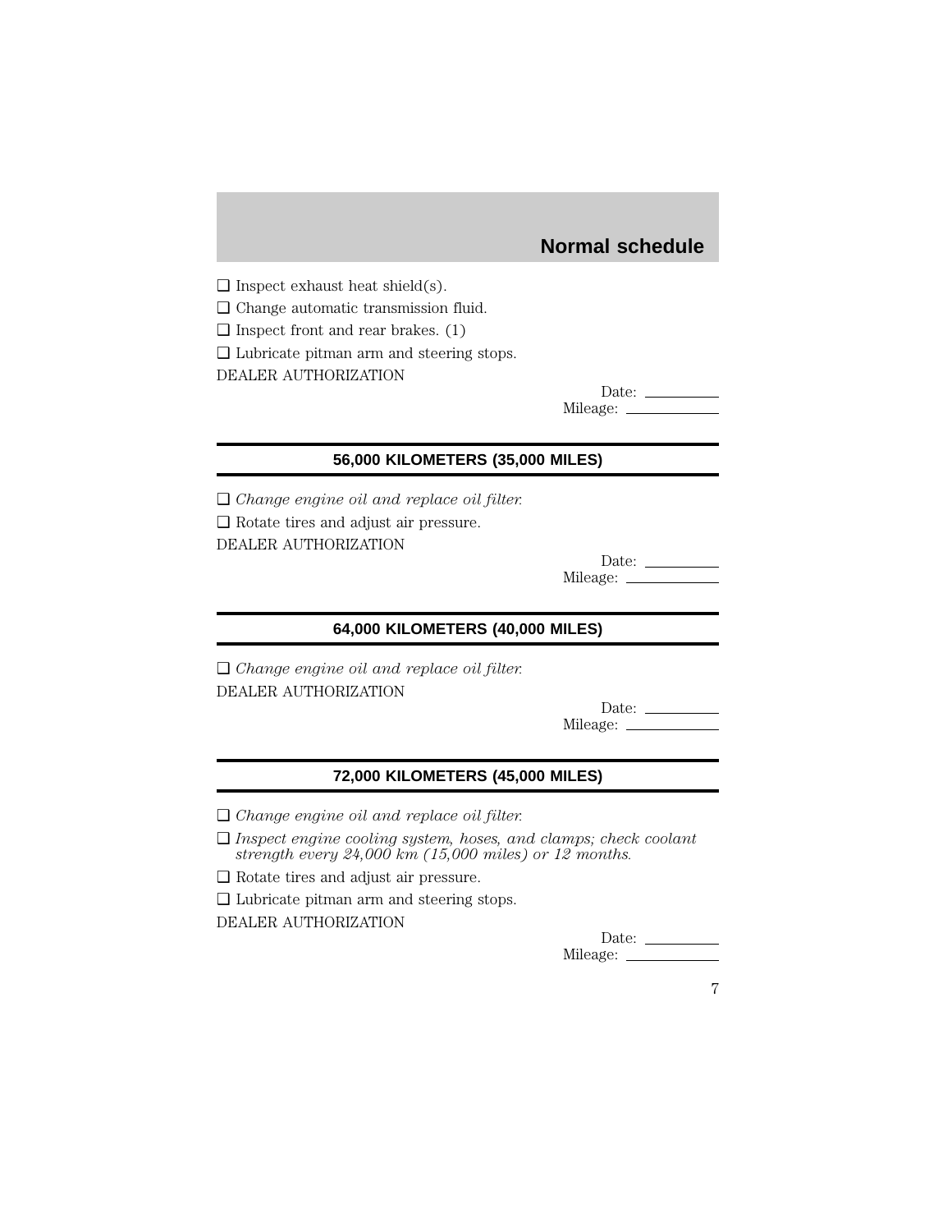❑ Inspect exhaust heat shield(s).

❑ Change automatic transmission fluid.

❑ Inspect front and rear brakes. (1)

❑ Lubricate pitman arm and steering stops.

DEALER AUTHORIZATION

Date: ________
Mileage: ________

## 56,000 KILOMETERS (35,000 MILES)

❑ *Change engine oil and replace oil filter.*

❑ Rotate tires and adjust air pressure.

DEALER AUTHORIZATION

Date: ________
Mileage: ________

## 64,000 KILOMETERS (40,000 MILES)

❑ *Change engine oil and replace oil filter.*

DEALER AUTHORIZATION

Date: ________
Mileage: ________

## 72,000 KILOMETERS (45,000 MILES)

❑ *Change engine oil and replace oil filter.*

❑ *Inspect engine cooling system, hoses, and clamps; check coolant strength every 24,000 km (15,000 miles) or 12 months.*

❑ Rotate tires and adjust air pressure.

❑ Lubricate pitman arm and steering stops.

DEALER AUTHORIZATION

Date: ________
Mileage: ________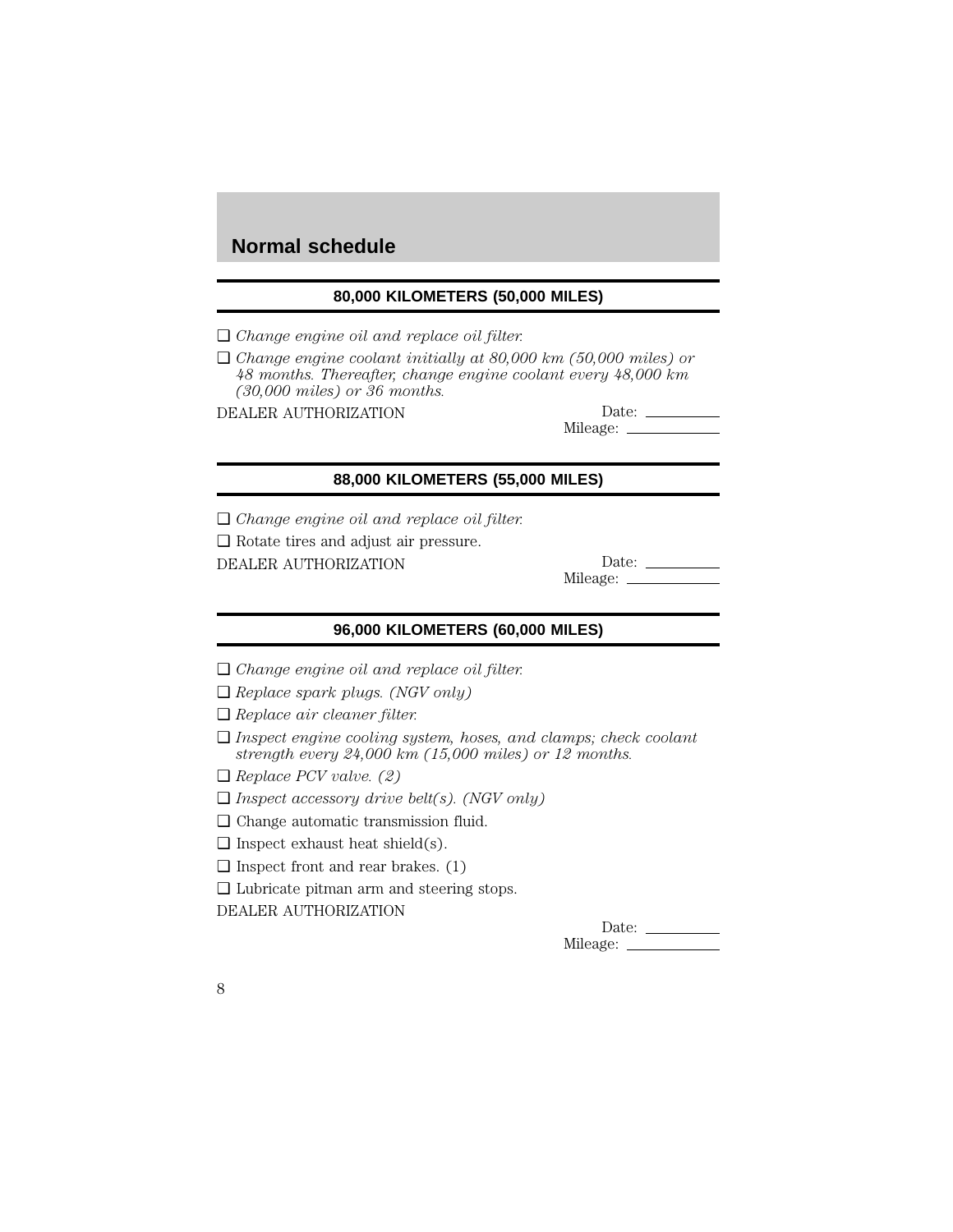# Normal schedule

## 80,000 KILOMETERS (50,000 MILES)

- ❑ *Change engine oil and replace oil filter.*
- ❑ *Change engine coolant initially at 80,000 km (50,000 miles) or 48 months. Thereafter, change engine coolant every 48,000 km (30,000 miles) or 36 months.*

DEALER AUTHORIZATION

Date: \_\_\_\_\_\_\_\_\_\_
Mileage: \_\_\_\_\_\_\_\_\_\_\_\_

## 88,000 KILOMETERS (55,000 MILES)

- ❑ *Change engine oil and replace oil filter.*
- ❑ Rotate tires and adjust air pressure.

DEALER AUTHORIZATION

Date: \_\_\_\_\_\_\_\_\_\_
Mileage: \_\_\_\_\_\_\_\_\_\_\_\_

## 96,000 KILOMETERS (60,000 MILES)

- ❑ *Change engine oil and replace oil filter.*
- ❑ *Replace spark plugs. (NGV only)*
- ❑ *Replace air cleaner filter.*
- ❑ *Inspect engine cooling system, hoses, and clamps; check coolant strength every 24,000 km (15,000 miles) or 12 months.*
- ❑ *Replace PCV valve. (2)*
- ❑ *Inspect accessory drive belt(s). (NGV only)*
- ❑ Change automatic transmission fluid.
- ❑ Inspect exhaust heat shield(s).
- ❑ Inspect front and rear brakes. (1)
- ❑ Lubricate pitman arm and steering stops.

DEALER AUTHORIZATION

Date: \_\_\_\_\_\_\_\_\_\_
Mileage: \_\_\_\_\_\_\_\_\_\_\_\_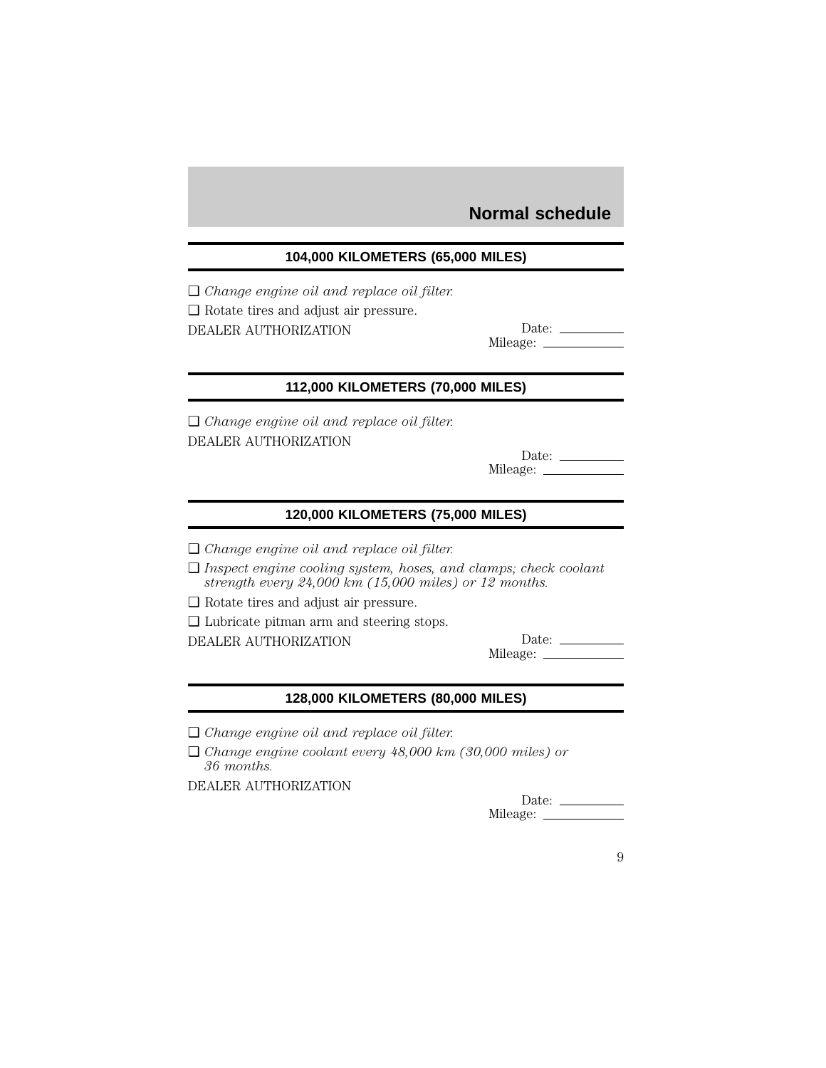## Normal schedule

### 104,000 KILOMETERS (65,000 MILES)

- ❑ *Change engine oil and replace oil filter.*
- ❑ Rotate tires and adjust air pressure.

DEALER AUTHORIZATION

Date: ________
Mileage: ________

### 112,000 KILOMETERS (70,000 MILES)

- ❑ *Change engine oil and replace oil filter.*

DEALER AUTHORIZATION

Date: ________
Mileage: ________

### 120,000 KILOMETERS (75,000 MILES)

- ❑ *Change engine oil and replace oil filter.*
- ❑ *Inspect engine cooling system, hoses, and clamps; check coolant strength every 24,000 km (15,000 miles) or 12 months.*
- ❑ Rotate tires and adjust air pressure.
- ❑ Lubricate pitman arm and steering stops.

DEALER AUTHORIZATION

Date: ________
Mileage: ________

### 128,000 KILOMETERS (80,000 MILES)

- ❑ *Change engine oil and replace oil filter.*
- ❑ *Change engine coolant every 48,000 km (30,000 miles) or 36 months.*

DEALER AUTHORIZATION

Date: ________
Mileage: ________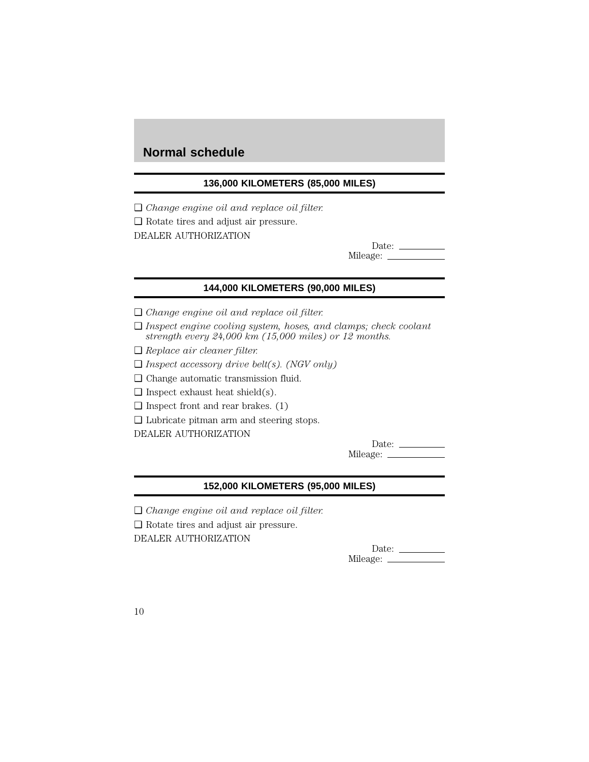# Normal schedule

## 136,000 KILOMETERS (85,000 MILES)

- ❑ *Change engine oil and replace oil filter.*
- ❑ Rotate tires and adjust air pressure.

DEALER AUTHORIZATION

Date: \_\_\_\_\_\_\_\_\_\_
Mileage: \_\_\_\_\_\_\_\_\_\_

## 144,000 KILOMETERS (90,000 MILES)

- ❑ *Change engine oil and replace oil filter.*
- ❑ *Inspect engine cooling system, hoses, and clamps; check coolant strength every 24,000 km (15,000 miles) or 12 months.*
- ❑ *Replace air cleaner filter.*
- ❑ *Inspect accessory drive belt(s). (NGV only)*
- ❑ Change automatic transmission fluid.
- ❑ Inspect exhaust heat shield(s).
- ❑ Inspect front and rear brakes. (1)
- ❑ Lubricate pitman arm and steering stops.

DEALER AUTHORIZATION

Date: \_\_\_\_\_\_\_\_\_\_
Mileage: \_\_\_\_\_\_\_\_\_\_

## 152,000 KILOMETERS (95,000 MILES)

- ❑ *Change engine oil and replace oil filter.*
- ❑ Rotate tires and adjust air pressure.

DEALER AUTHORIZATION

Date: \_\_\_\_\_\_\_\_\_\_
Mileage: \_\_\_\_\_\_\_\_\_\_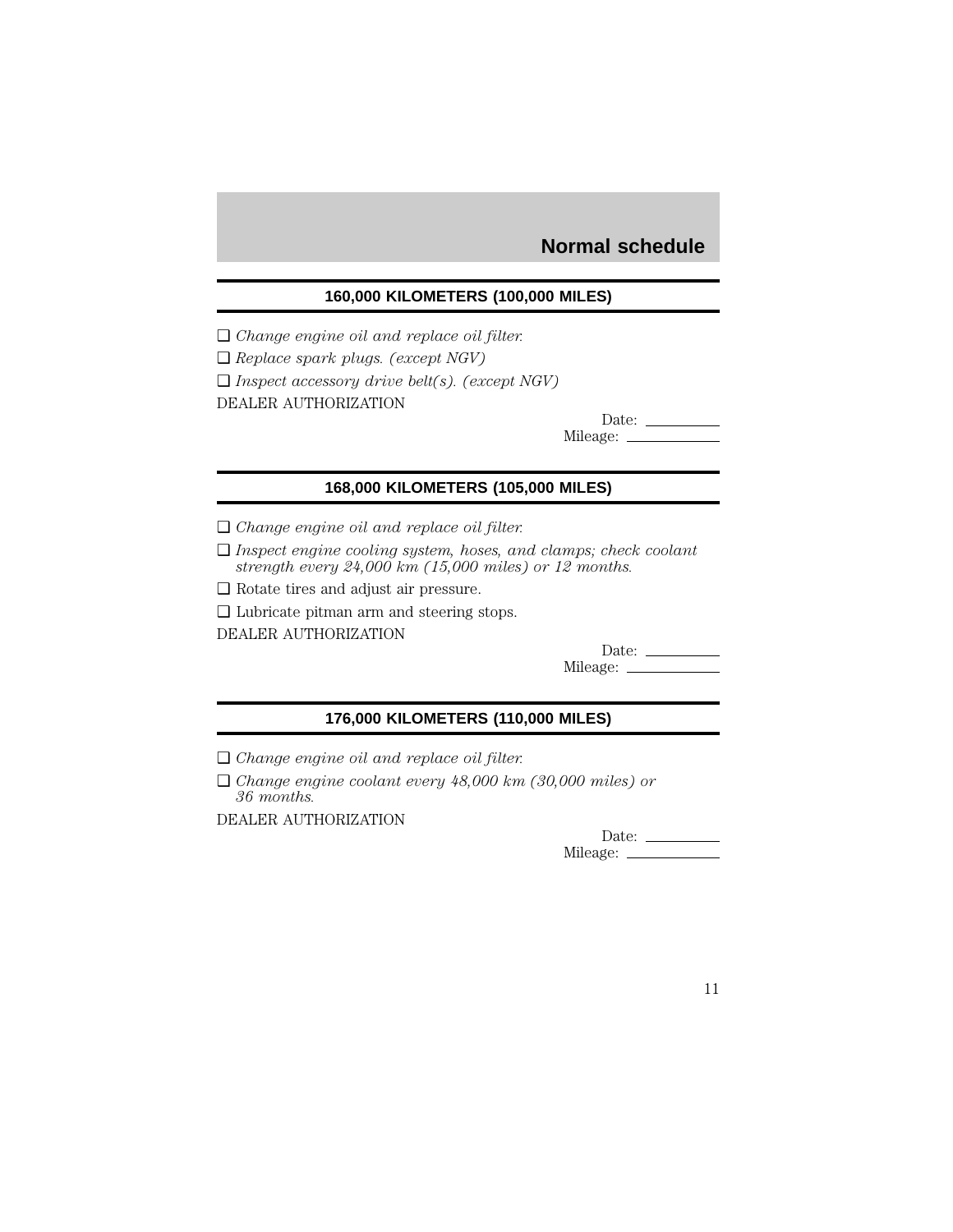## Normal schedule

### 160,000 KILOMETERS (100,000 MILES)

- ❑ *Change engine oil and replace oil filter.*
- ❑ *Replace spark plugs. (except NGV)*
- ❑ *Inspect accessory drive belt(s). (except NGV)*

DEALER AUTHORIZATION

Date: ____________
Mileage: ____________

### 168,000 KILOMETERS (105,000 MILES)

- ❑ *Change engine oil and replace oil filter.*
- ❑ *Inspect engine cooling system, hoses, and clamps; check coolant strength every 24,000 km (15,000 miles) or 12 months.*
- ❑ Rotate tires and adjust air pressure.
- ❑ Lubricate pitman arm and steering stops.

DEALER AUTHORIZATION

Date: ____________
Mileage: ____________

### 176,000 KILOMETERS (110,000 MILES)

- ❑ *Change engine oil and replace oil filter.*
- ❑ *Change engine coolant every 48,000 km (30,000 miles) or 36 months.*

DEALER AUTHORIZATION

Date: ____________
Mileage: ____________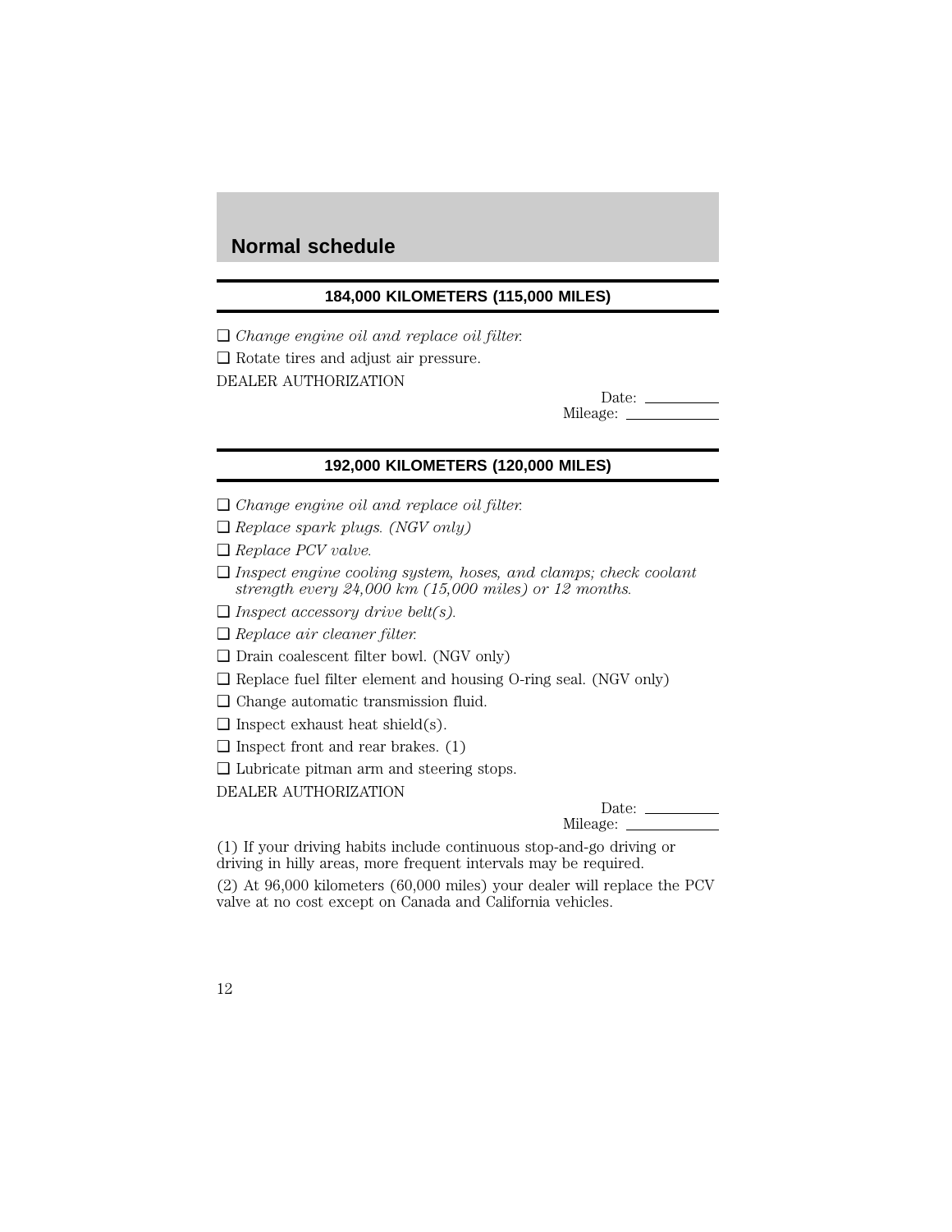## Normal schedule

### 184,000 KILOMETERS (115,000 MILES)

- ❑ *Change engine oil and replace oil filter.*
- ❑ Rotate tires and adjust air pressure.

DEALER AUTHORIZATION

Date: ____________
Mileage: ____________

### 192,000 KILOMETERS (120,000 MILES)

- ❑ *Change engine oil and replace oil filter.*
- ❑ *Replace spark plugs. (NGV only)*
- ❑ *Replace PCV valve.*
- ❑ *Inspect engine cooling system, hoses, and clamps; check coolant strength every 24,000 km (15,000 miles) or 12 months.*
- ❑ *Inspect accessory drive belt(s).*
- ❑ *Replace air cleaner filter.*
- ❑ Drain coalescent filter bowl. (NGV only)
- ❑ Replace fuel filter element and housing O-ring seal. (NGV only)
- ❑ Change automatic transmission fluid.
- ❑ Inspect exhaust heat shield(s).
- ❑ Inspect front and rear brakes. (1)
- ❑ Lubricate pitman arm and steering stops.

DEALER AUTHORIZATION

Date: ____________
Mileage: ____________

(1) If your driving habits include continuous stop-and-go driving or driving in hilly areas, more frequent intervals may be required.

(2) At 96,000 kilometers (60,000 miles) your dealer will replace the PCV valve at no cost except on Canada and California vehicles.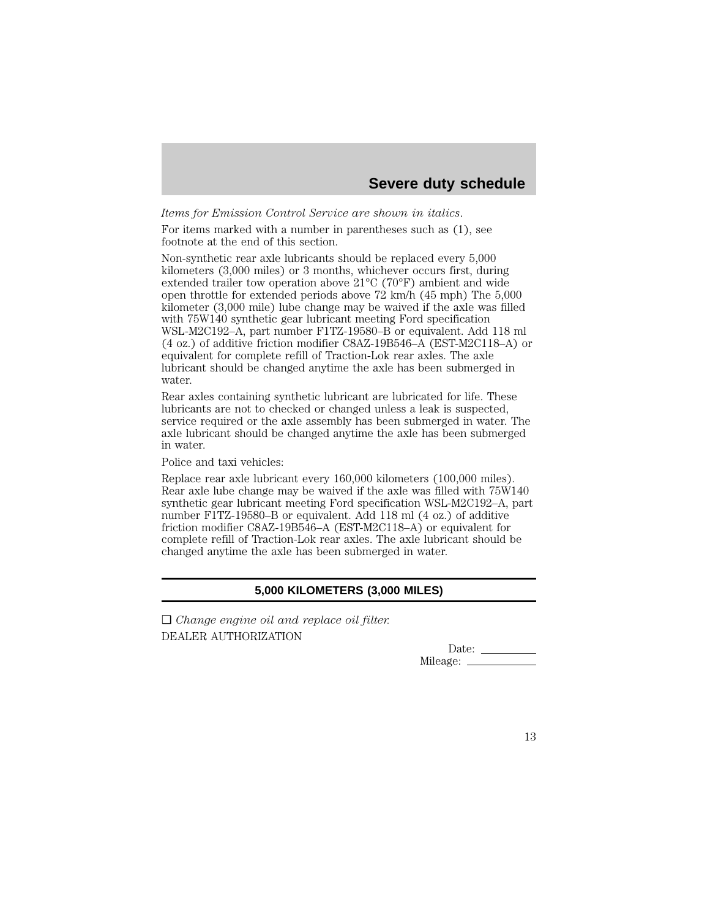## Severe duty schedule

*Items for Emission Control Service are shown in italics.*

For items marked with a number in parentheses such as (1), see footnote at the end of this section.

Non-synthetic rear axle lubricants should be replaced every 5,000 kilometers (3,000 miles) or 3 months, whichever occurs first, during extended trailer tow operation above 21°C (70°F) ambient and wide open throttle for extended periods above 72 km/h (45 mph) The 5,000 kilometer (3,000 mile) lube change may be waived if the axle was filled with 75W140 synthetic gear lubricant meeting Ford specification WSL-M2C192–A, part number F1TZ-19580–B or equivalent. Add 118 ml (4 oz.) of additive friction modifier C8AZ-19B546–A (EST-M2C118–A) or equivalent for complete refill of Traction-Lok rear axles. The axle lubricant should be changed anytime the axle has been submerged in water.

Rear axles containing synthetic lubricant are lubricated for life. These lubricants are not to checked or changed unless a leak is suspected, service required or the axle assembly has been submerged in water. The axle lubricant should be changed anytime the axle has been submerged in water.

Police and taxi vehicles:

Replace rear axle lubricant every 160,000 kilometers (100,000 miles). Rear axle lube change may be waived if the axle was filled with 75W140 synthetic gear lubricant meeting Ford specification WSL-M2C192–A, part number F1TZ-19580–B or equivalent. Add 118 ml (4 oz.) of additive friction modifier C8AZ-19B546–A (EST-M2C118–A) or equivalent for complete refill of Traction-Lok rear axles. The axle lubricant should be changed anytime the axle has been submerged in water.

### 5,000 KILOMETERS (3,000 MILES)

- ❑ *Change engine oil and replace oil filter.*

DEALER AUTHORIZATION

Date: __________
Mileage: ____________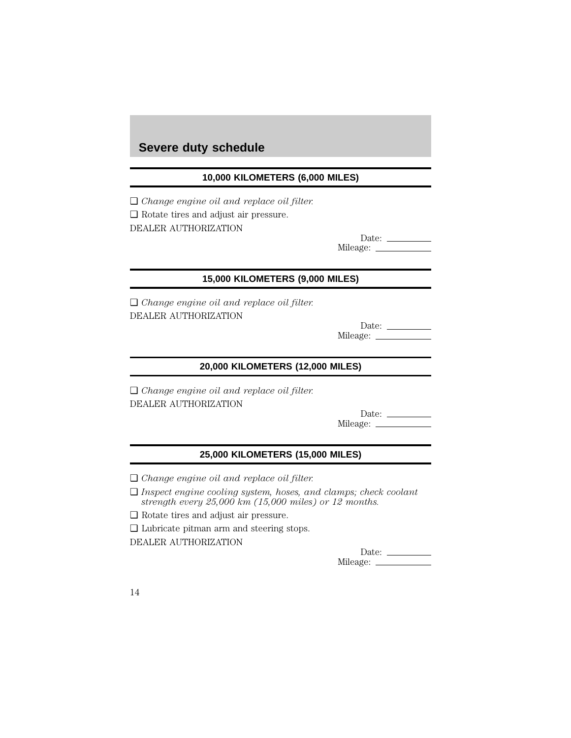## Severe duty schedule

### 10,000 KILOMETERS (6,000 MILES)

❑ *Change engine oil and replace oil filter.*

❑ Rotate tires and adjust air pressure.

DEALER AUTHORIZATION

Date: \_\_\_\_\_\_\_\_\_\_
Mileage: \_\_\_\_\_\_\_\_\_\_\_\_

### 15,000 KILOMETERS (9,000 MILES)

❑ *Change engine oil and replace oil filter.*

DEALER AUTHORIZATION

Date: \_\_\_\_\_\_\_\_\_\_
Mileage: \_\_\_\_\_\_\_\_\_\_\_\_

### 20,000 KILOMETERS (12,000 MILES)

❑ *Change engine oil and replace oil filter.*

DEALER AUTHORIZATION

Date: \_\_\_\_\_\_\_\_\_\_
Mileage: \_\_\_\_\_\_\_\_\_\_\_\_

### 25,000 KILOMETERS (15,000 MILES)

❑ *Change engine oil and replace oil filter.*

❑ *Inspect engine cooling system, hoses, and clamps; check coolant strength every 25,000 km (15,000 miles) or 12 months.*

❑ Rotate tires and adjust air pressure.

❑ Lubricate pitman arm and steering stops.

DEALER AUTHORIZATION

Date: \_\_\_\_\_\_\_\_\_\_
Mileage: \_\_\_\_\_\_\_\_\_\_\_\_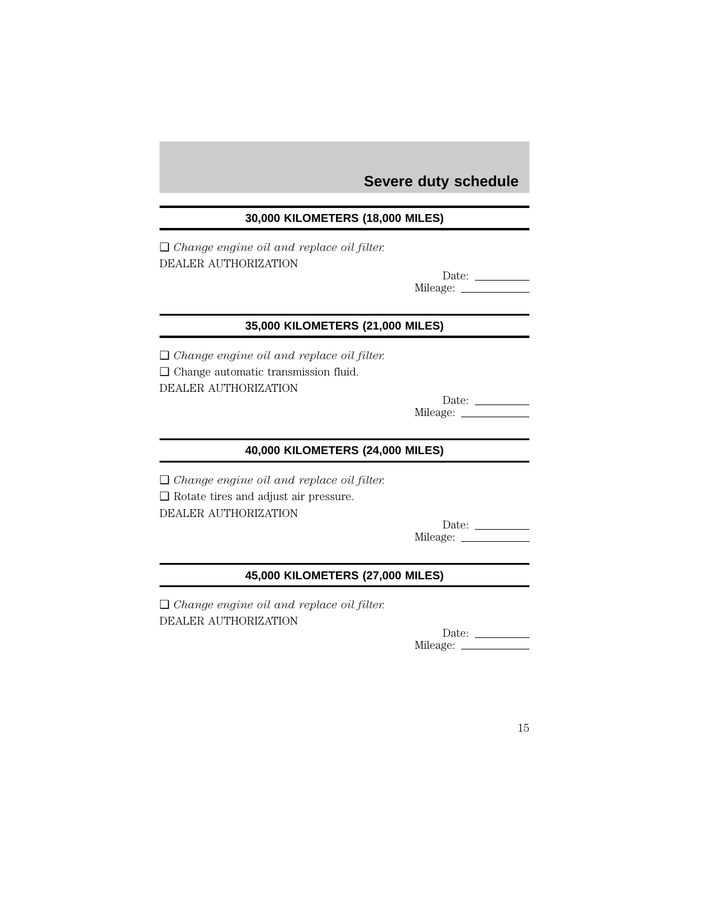## 30,000 KILOMETERS (18,000 MILES)

❑ *Change engine oil and replace oil filter.*

DEALER AUTHORIZATION

Date: \_\_\_\_\_\_\_\_\_\_
Mileage: \_\_\_\_\_\_\_\_\_\_

## 35,000 KILOMETERS (21,000 MILES)

❑ *Change engine oil and replace oil filter.*

❑ Change automatic transmission fluid.

DEALER AUTHORIZATION

Date: \_\_\_\_\_\_\_\_\_\_
Mileage: \_\_\_\_\_\_\_\_\_\_

## 40,000 KILOMETERS (24,000 MILES)

❑ *Change engine oil and replace oil filter.*

❑ Rotate tires and adjust air pressure.

DEALER AUTHORIZATION

Date: \_\_\_\_\_\_\_\_\_\_
Mileage: \_\_\_\_\_\_\_\_\_\_

## 45,000 KILOMETERS (27,000 MILES)

❑ *Change engine oil and replace oil filter.*

DEALER AUTHORIZATION

Date: \_\_\_\_\_\_\_\_\_\_
Mileage: \_\_\_\_\_\_\_\_\_\_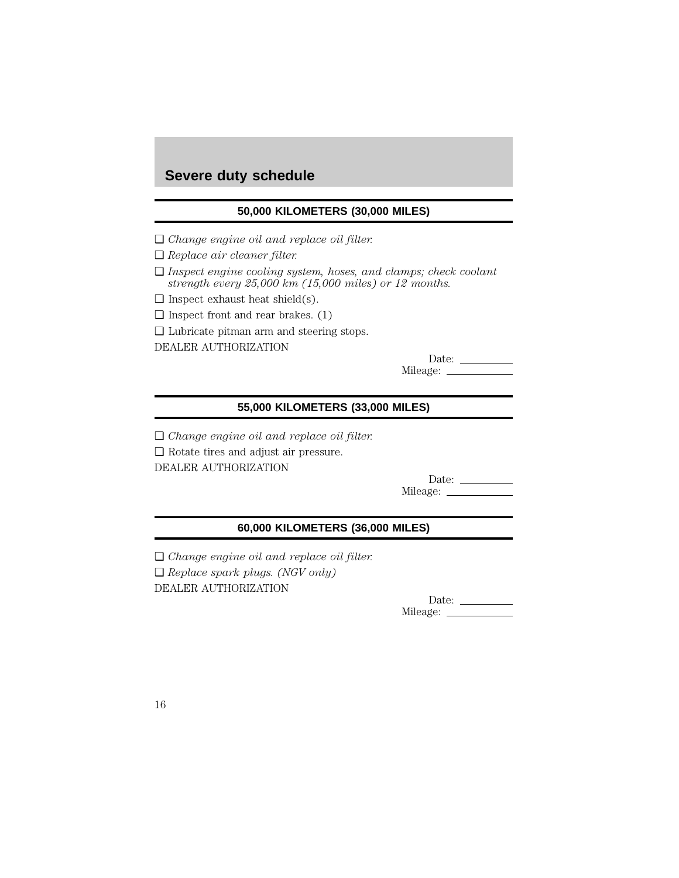# Severe duty schedule

## 50,000 KILOMETERS (30,000 MILES)

- ❑ *Change engine oil and replace oil filter.*
- ❑ *Replace air cleaner filter.*
- ❑ *Inspect engine cooling system, hoses, and clamps; check coolant strength every 25,000 km (15,000 miles) or 12 months.*
- ❑ Inspect exhaust heat shield(s).
- ❑ Inspect front and rear brakes. (1)
- ❑ Lubricate pitman arm and steering stops.

DEALER AUTHORIZATION

Date: ________

Mileage: __________

## 55,000 KILOMETERS (33,000 MILES)

- ❑ *Change engine oil and replace oil filter.*
- ❑ Rotate tires and adjust air pressure.

DEALER AUTHORIZATION

Date: ________

Mileage: __________

## 60,000 KILOMETERS (36,000 MILES)

- ❑ *Change engine oil and replace oil filter.*
- ❑ *Replace spark plugs. (NGV only)*

DEALER AUTHORIZATION

Date: ________

Mileage: __________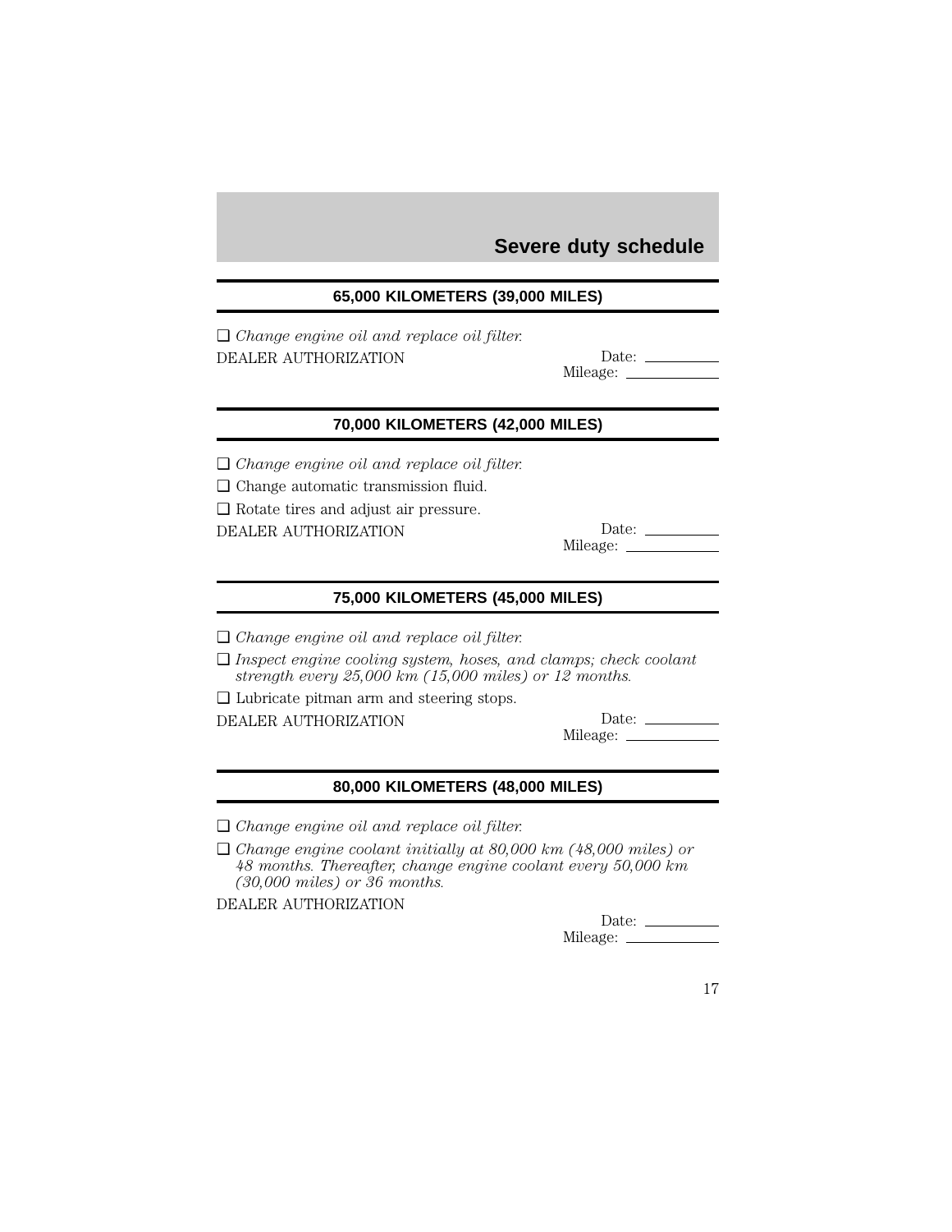# Severe duty schedule

## 65,000 KILOMETERS (39,000 MILES)

❑ *Change engine oil and replace oil filter.*

DEALER AUTHORIZATION

Date: \_\_\_\_\_\_\_\_\_\_

Mileage: \_\_\_\_\_\_\_\_\_\_

## 70,000 KILOMETERS (42,000 MILES)

❑ *Change engine oil and replace oil filter.*

❑ Change automatic transmission fluid.

❑ Rotate tires and adjust air pressure.

DEALER AUTHORIZATION

Date: \_\_\_\_\_\_\_\_\_\_

Mileage: \_\_\_\_\_\_\_\_\_\_

## 75,000 KILOMETERS (45,000 MILES)

❑ *Change engine oil and replace oil filter.*

❑ *Inspect engine cooling system, hoses, and clamps; check coolant strength every 25,000 km (15,000 miles) or 12 months.*

❑ Lubricate pitman arm and steering stops.

DEALER AUTHORIZATION

Date: \_\_\_\_\_\_\_\_\_\_

Mileage: \_\_\_\_\_\_\_\_\_\_

## 80,000 KILOMETERS (48,000 MILES)

❑ *Change engine oil and replace oil filter.*

❑ *Change engine coolant initially at 80,000 km (48,000 miles) or 48 months. Thereafter, change engine coolant every 50,000 km (30,000 miles) or 36 months.*

DEALER AUTHORIZATION

Date: \_\_\_\_\_\_\_\_\_\_

Mileage: \_\_\_\_\_\_\_\_\_\_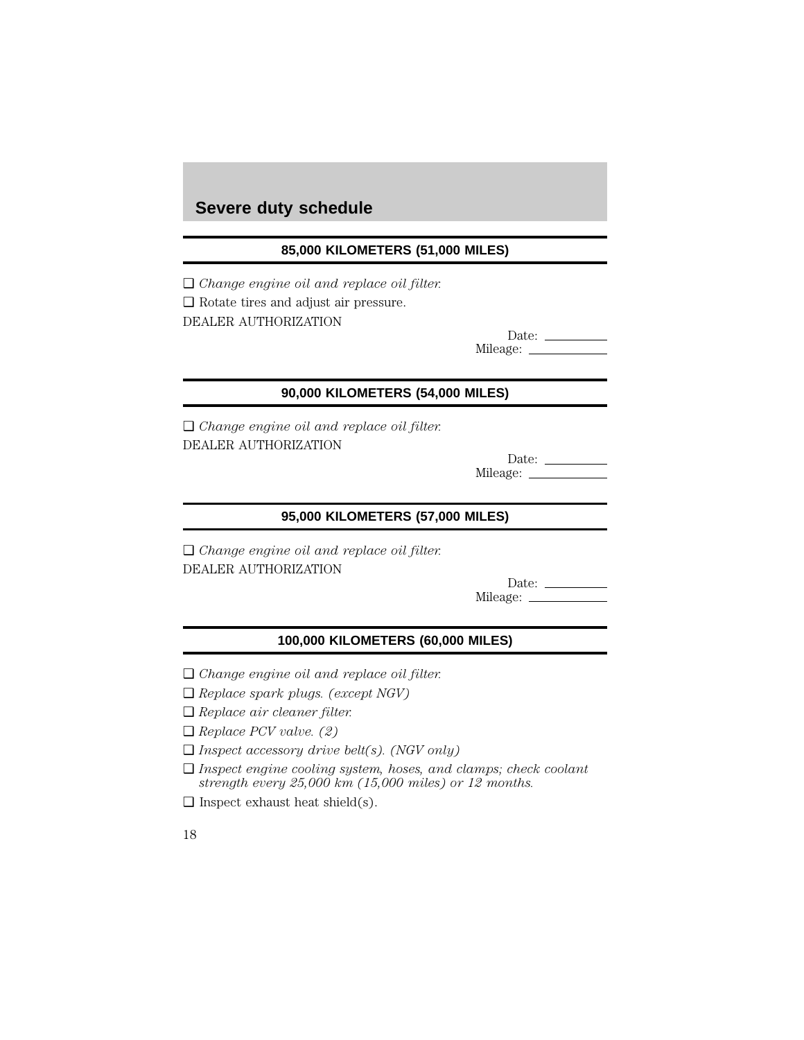## Severe duty schedule

### 85,000 KILOMETERS (51,000 MILES)

❑ *Change engine oil and replace oil filter.*

❑ Rotate tires and adjust air pressure.

DEALER AUTHORIZATION

Date: ________

Mileage: ________

### 90,000 KILOMETERS (54,000 MILES)

❑ *Change engine oil and replace oil filter.*

DEALER AUTHORIZATION

Date: ________

Mileage: ________

### 95,000 KILOMETERS (57,000 MILES)

❑ *Change engine oil and replace oil filter.*

DEALER AUTHORIZATION

Date: ________

Mileage: ________

### 100,000 KILOMETERS (60,000 MILES)

❑ *Change engine oil and replace oil filter.*

❑ *Replace spark plugs. (except NGV)*

❑ *Replace air cleaner filter.*

❑ *Replace PCV valve. (2)*

❑ *Inspect accessory drive belt(s). (NGV only)*

❑ *Inspect engine cooling system, hoses, and clamps; check coolant strength every 25,000 km (15,000 miles) or 12 months.*

❑ Inspect exhaust heat shield(s).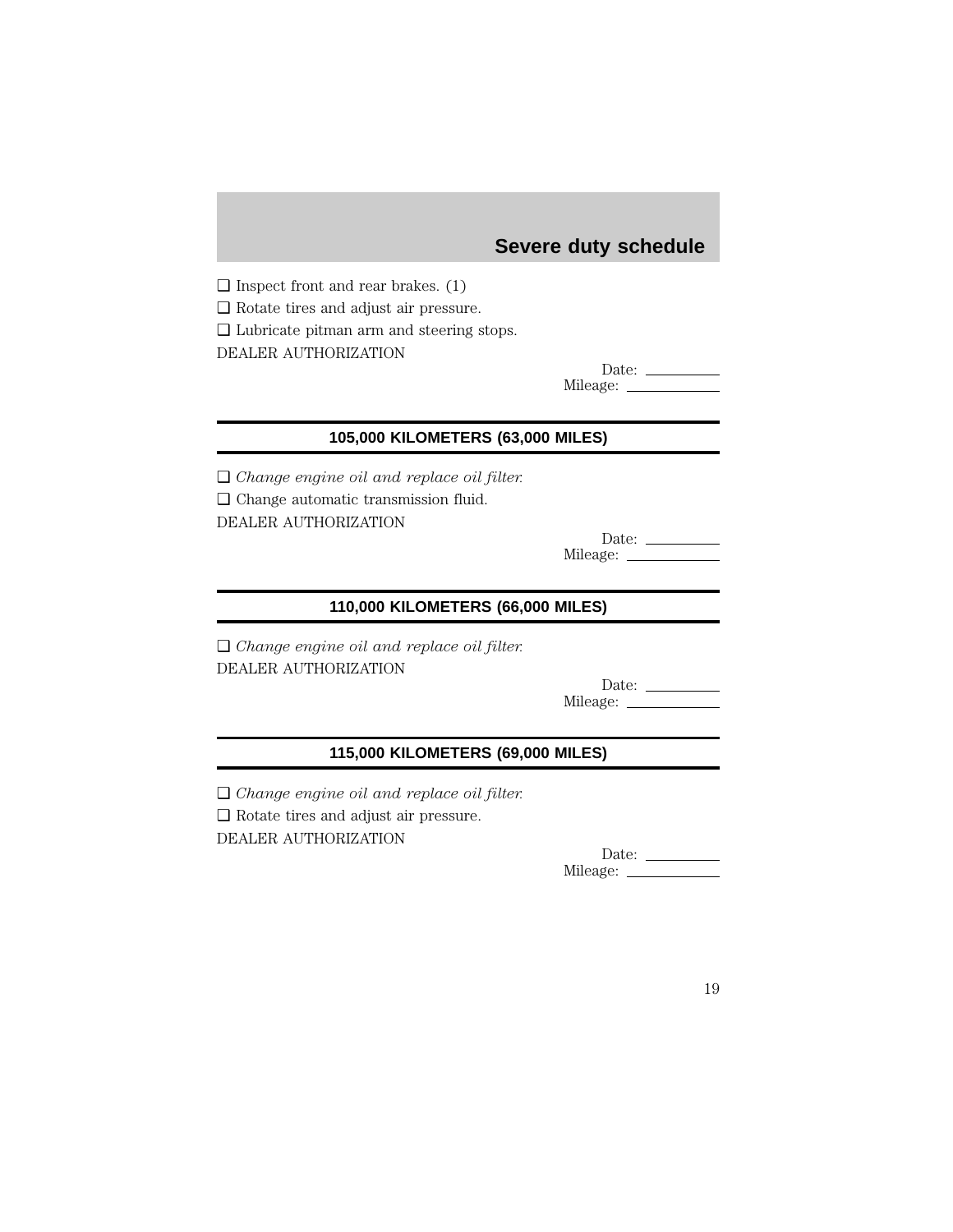- ❑ Inspect front and rear brakes. (1)
- ❑ Rotate tires and adjust air pressure.
- ❑ Lubricate pitman arm and steering stops.

DEALER AUTHORIZATION

Date: __________
Mileage: ____________

## 105,000 KILOMETERS (63,000 MILES)

- ❑ *Change engine oil and replace oil filter.*
- ❑ Change automatic transmission fluid.

DEALER AUTHORIZATION

Date: __________
Mileage: ____________

## 110,000 KILOMETERS (66,000 MILES)

- ❑ *Change engine oil and replace oil filter.*

DEALER AUTHORIZATION

Date: __________
Mileage: ____________

## 115,000 KILOMETERS (69,000 MILES)

- ❑ *Change engine oil and replace oil filter.*
- ❑ Rotate tires and adjust air pressure.

DEALER AUTHORIZATION

Date: __________
Mileage: ____________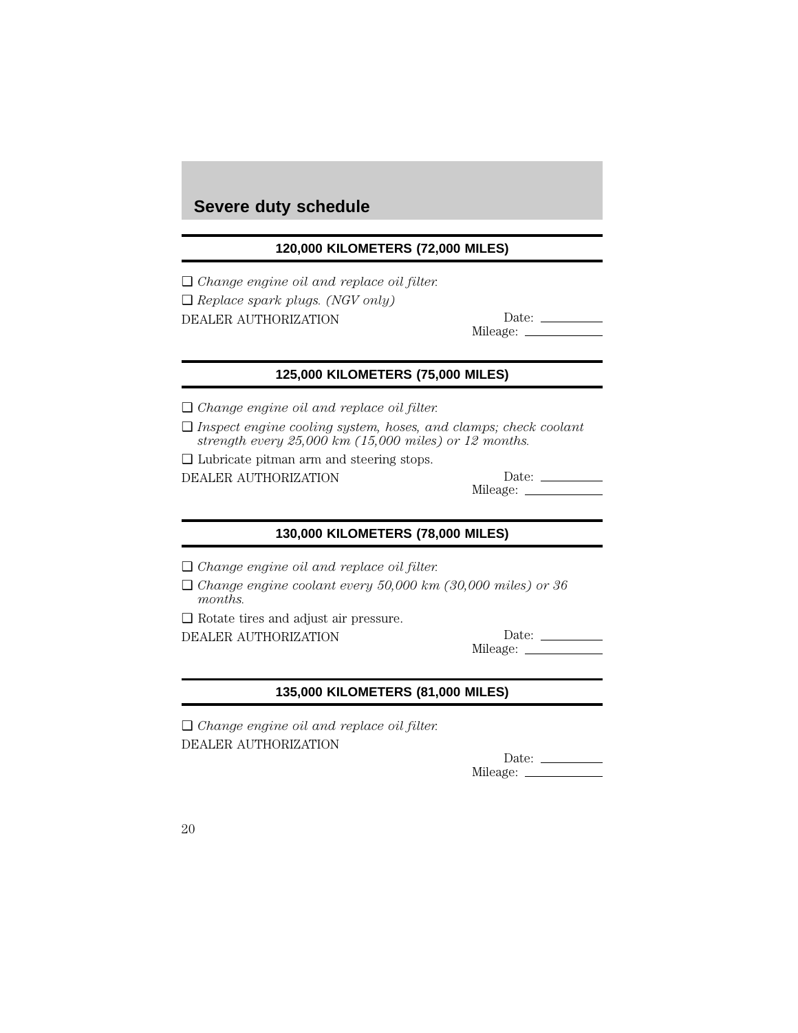# Severe duty schedule

## 120,000 KILOMETERS (72,000 MILES)

❑ *Change engine oil and replace oil filter.*

❑ *Replace spark plugs. (NGV only)*

DEALER AUTHORIZATION

Date: \_\_\_\_\_\_\_\_\_\_

Mileage: \_\_\_\_\_\_\_\_\_\_

## 125,000 KILOMETERS (75,000 MILES)

❑ *Change engine oil and replace oil filter.*

❑ *Inspect engine cooling system, hoses, and clamps; check coolant strength every 25,000 km (15,000 miles) or 12 months.*

❑ Lubricate pitman arm and steering stops.

DEALER AUTHORIZATION

Date: \_\_\_\_\_\_\_\_\_\_

Mileage: \_\_\_\_\_\_\_\_\_\_

## 130,000 KILOMETERS (78,000 MILES)

❑ *Change engine oil and replace oil filter.*

❑ *Change engine coolant every 50,000 km (30,000 miles) or 36 months.*

❑ Rotate tires and adjust air pressure.

DEALER AUTHORIZATION

Date: \_\_\_\_\_\_\_\_\_\_

Mileage: \_\_\_\_\_\_\_\_\_\_

## 135,000 KILOMETERS (81,000 MILES)

❑ *Change engine oil and replace oil filter.*

DEALER AUTHORIZATION

Date: \_\_\_\_\_\_\_\_\_\_

Mileage: \_\_\_\_\_\_\_\_\_\_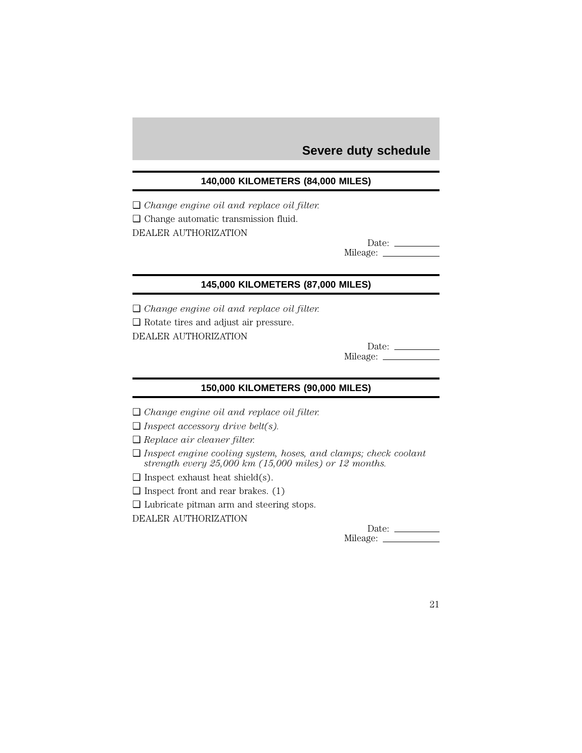# Severe duty schedule

## 140,000 KILOMETERS (84,000 MILES)

❑ *Change engine oil and replace oil filter.*

❑ Change automatic transmission fluid.

DEALER AUTHORIZATION

Date: \_\_\_\_\_\_\_\_\_\_
Mileage: \_\_\_\_\_\_\_\_\_\_

## 145,000 KILOMETERS (87,000 MILES)

❑ *Change engine oil and replace oil filter.*

❑ Rotate tires and adjust air pressure.

DEALER AUTHORIZATION

Date: \_\_\_\_\_\_\_\_\_\_
Mileage: \_\_\_\_\_\_\_\_\_\_

## 150,000 KILOMETERS (90,000 MILES)

❑ *Change engine oil and replace oil filter.*

❑ *Inspect accessory drive belt(s).*

❑ *Replace air cleaner filter.*

❑ *Inspect engine cooling system, hoses, and clamps; check coolant strength every 25,000 km (15,000 miles) or 12 months.*

❑ Inspect exhaust heat shield(s).

❑ Inspect front and rear brakes. (1)

❑ Lubricate pitman arm and steering stops.

DEALER AUTHORIZATION

Date: \_\_\_\_\_\_\_\_\_\_
Mileage: \_\_\_\_\_\_\_\_\_\_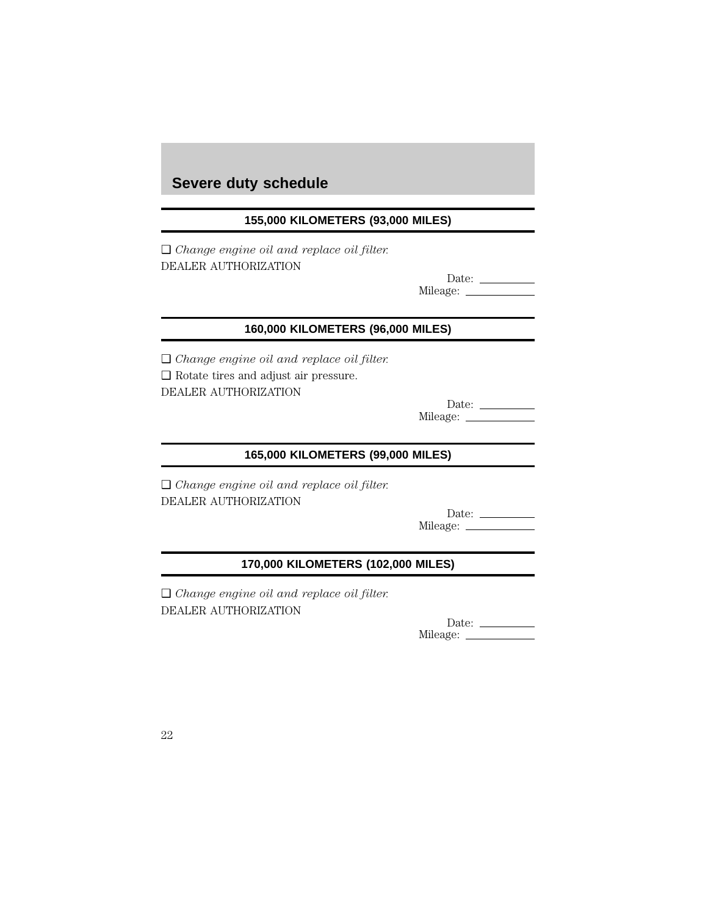# Severe duty schedule

## 155,000 KILOMETERS (93,000 MILES)

❑ *Change engine oil and replace oil filter.*

DEALER AUTHORIZATION

Date: __________

Mileage: ____________

## 160,000 KILOMETERS (96,000 MILES)

❑ *Change engine oil and replace oil filter.*

❑ Rotate tires and adjust air pressure.

DEALER AUTHORIZATION

Date: __________

Mileage: ____________

## 165,000 KILOMETERS (99,000 MILES)

❑ *Change engine oil and replace oil filter.*

DEALER AUTHORIZATION

Date: __________

Mileage: ____________

## 170,000 KILOMETERS (102,000 MILES)

❑ *Change engine oil and replace oil filter.*

DEALER AUTHORIZATION

Date: __________

Mileage: ____________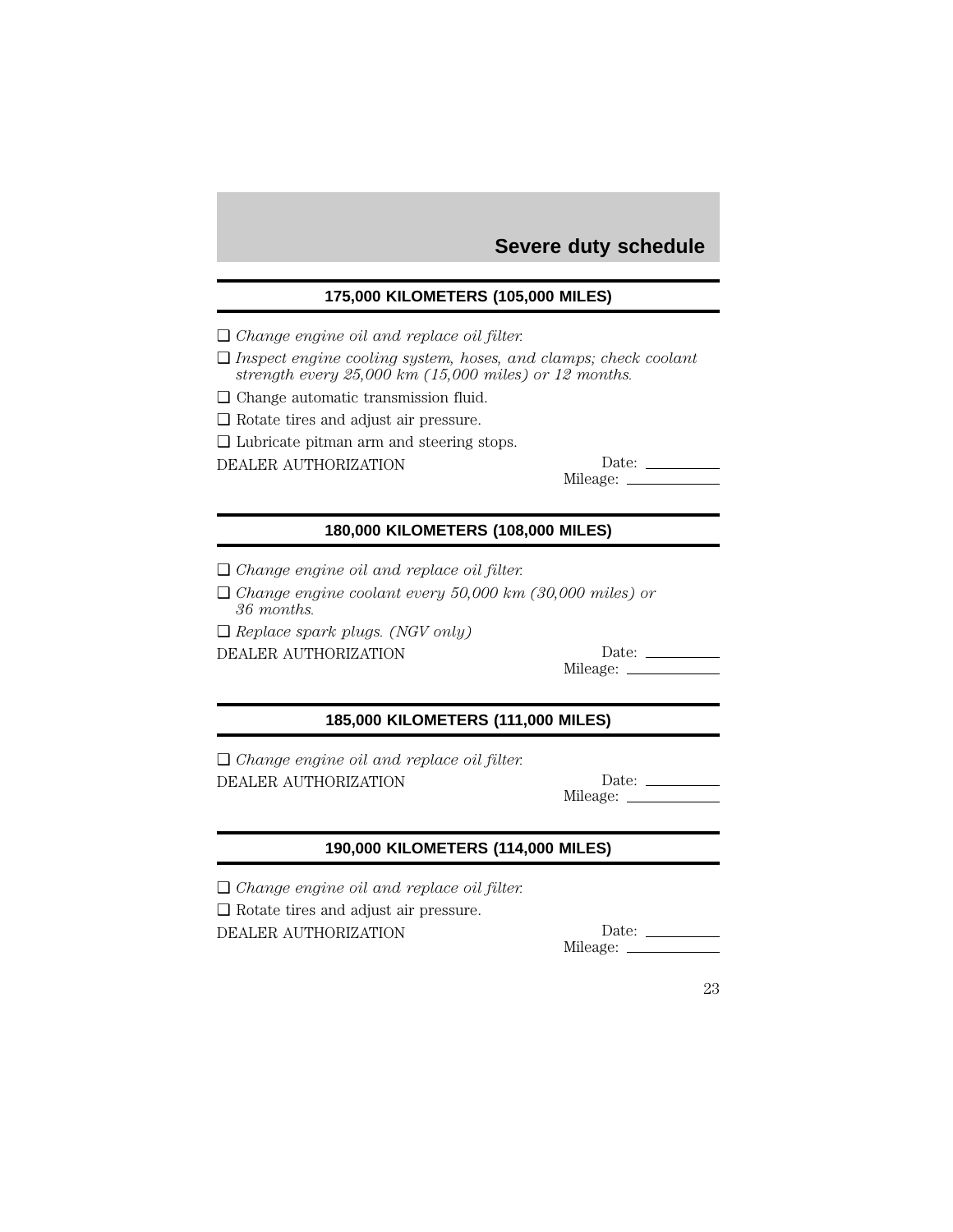## Severe duty schedule

### 175,000 KILOMETERS (105,000 MILES)

❑ *Change engine oil and replace oil filter.*

❑ *Inspect engine cooling system, hoses, and clamps; check coolant strength every 25,000 km (15,000 miles) or 12 months.*

❑ Change automatic transmission fluid.

❑ Rotate tires and adjust air pressure.

❑ Lubricate pitman arm and steering stops.

DEALER AUTHORIZATION

Date: \_\_\_\_\_\_\_\_\_\_

Mileage: \_\_\_\_\_\_\_\_\_\_

### 180,000 KILOMETERS (108,000 MILES)

❑ *Change engine oil and replace oil filter.*

❑ *Change engine coolant every 50,000 km (30,000 miles) or 36 months.*

❑ *Replace spark plugs. (NGV only)*

DEALER AUTHORIZATION

Date: \_\_\_\_\_\_\_\_\_\_

Mileage: \_\_\_\_\_\_\_\_\_\_

### 185,000 KILOMETERS (111,000 MILES)

❑ *Change engine oil and replace oil filter.*

DEALER AUTHORIZATION

Date: \_\_\_\_\_\_\_\_\_\_

Mileage: \_\_\_\_\_\_\_\_\_\_

### 190,000 KILOMETERS (114,000 MILES)

❑ *Change engine oil and replace oil filter.*

❑ Rotate tires and adjust air pressure.

DEALER AUTHORIZATION

Date: \_\_\_\_\_\_\_\_\_\_

Mileage: \_\_\_\_\_\_\_\_\_\_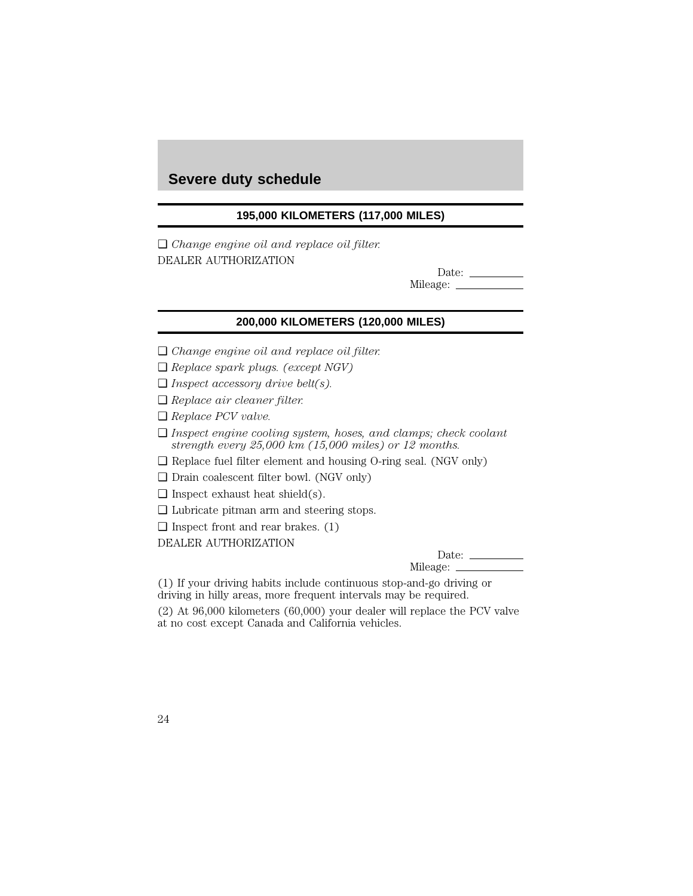# Severe duty schedule

## 195,000 KILOMETERS (117,000 MILES)

❑ *Change engine oil and replace oil filter.*

DEALER AUTHORIZATION

Date: ________
Mileage: ________

## 200,000 KILOMETERS (120,000 MILES)

❑ *Change engine oil and replace oil filter.*

❑ *Replace spark plugs. (except NGV)*

❑ *Inspect accessory drive belt(s).*

❑ *Replace air cleaner filter.*

❑ *Replace PCV valve.*

❑ *Inspect engine cooling system, hoses, and clamps; check coolant strength every 25,000 km (15,000 miles) or 12 months.*

❑ Replace fuel filter element and housing O-ring seal. (NGV only)

❑ Drain coalescent filter bowl. (NGV only)

❑ Inspect exhaust heat shield(s).

❑ Lubricate pitman arm and steering stops.

❑ Inspect front and rear brakes. (1)

DEALER AUTHORIZATION

Date: ________
Mileage: ________

(1) If your driving habits include continuous stop-and-go driving or driving in hilly areas, more frequent intervals may be required.

(2) At 96,000 kilometers (60,000) your dealer will replace the PCV valve at no cost except Canada and California vehicles.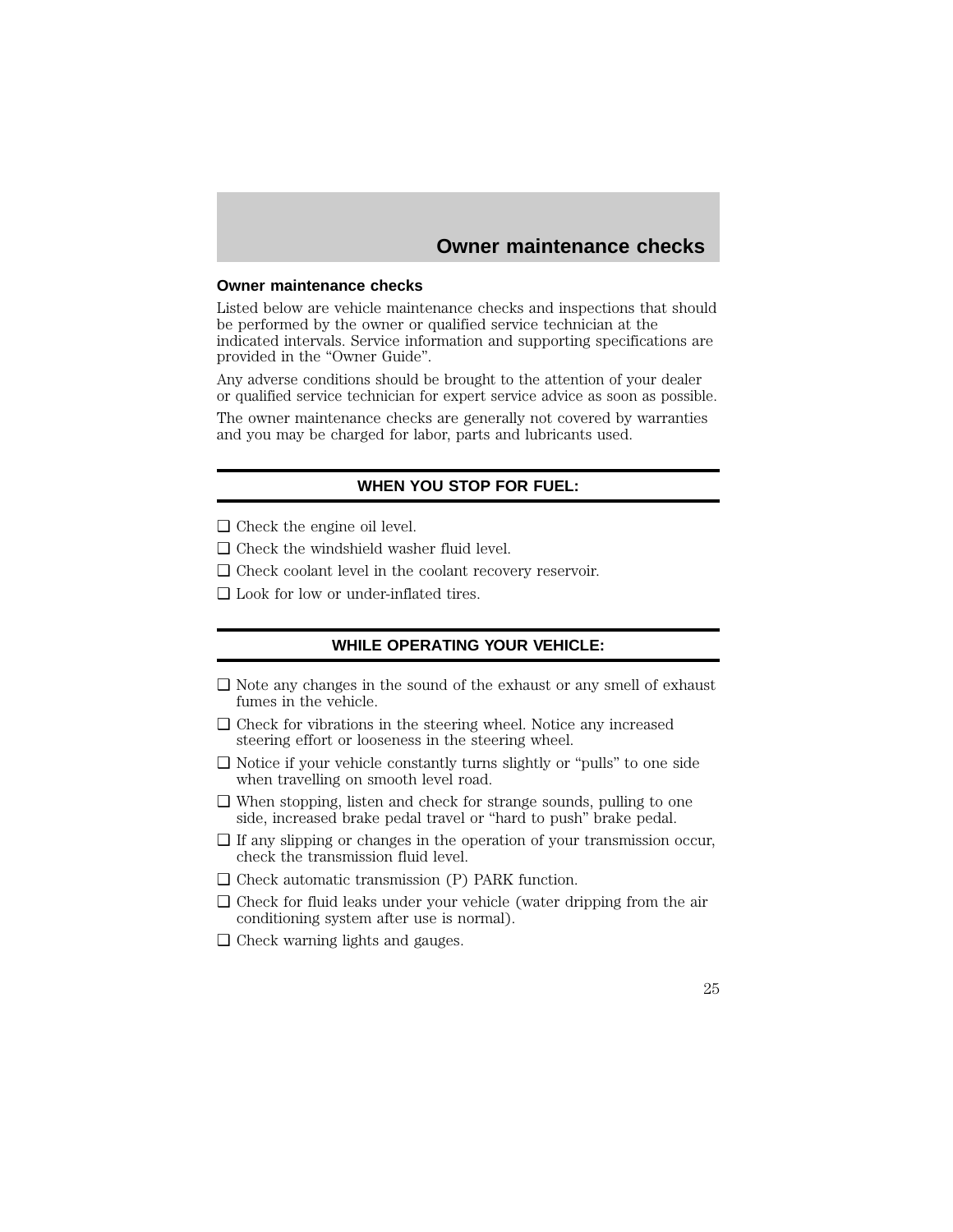## Owner maintenance checks

Listed below are vehicle maintenance checks and inspections that should be performed by the owner or qualified service technician at the indicated intervals. Service information and supporting specifications are provided in the "Owner Guide".

Any adverse conditions should be brought to the attention of your dealer or qualified service technician for expert service advice as soon as possible.

The owner maintenance checks are generally not covered by warranties and you may be charged for labor, parts and lubricants used.

### WHEN YOU STOP FOR FUEL:

- ❑ Check the engine oil level.
- ❑ Check the windshield washer fluid level.
- ❑ Check coolant level in the coolant recovery reservoir.
- ❑ Look for low or under-inflated tires.

### WHILE OPERATING YOUR VEHICLE:

- ❑ Note any changes in the sound of the exhaust or any smell of exhaust fumes in the vehicle.
- ❑ Check for vibrations in the steering wheel. Notice any increased steering effort or looseness in the steering wheel.
- ❑ Notice if your vehicle constantly turns slightly or "pulls" to one side when travelling on smooth level road.
- ❑ When stopping, listen and check for strange sounds, pulling to one side, increased brake pedal travel or "hard to push" brake pedal.
- ❑ If any slipping or changes in the operation of your transmission occur, check the transmission fluid level.
- ❑ Check automatic transmission (P) PARK function.
- ❑ Check for fluid leaks under your vehicle (water dripping from the air conditioning system after use is normal).
- ❑ Check warning lights and gauges.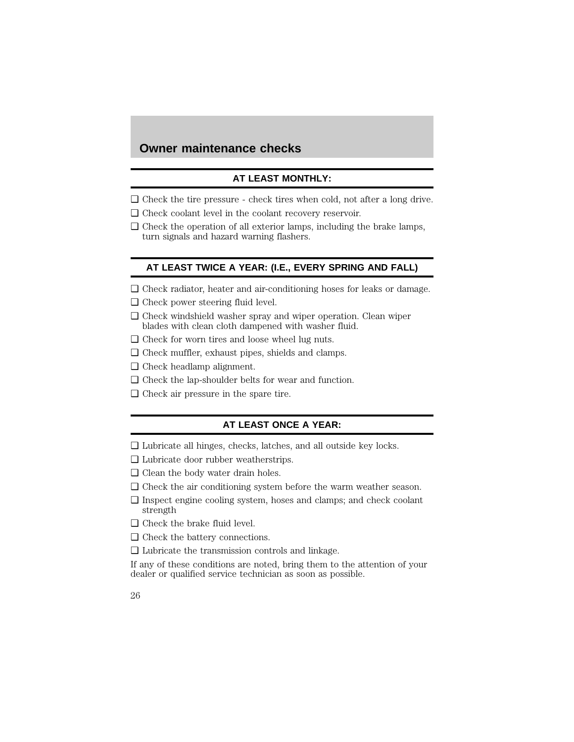# Owner maintenance checks

## AT LEAST MONTHLY:

- ❑ Check the tire pressure - check tires when cold, not after a long drive.
- ❑ Check coolant level in the coolant recovery reservoir.
- ❑ Check the operation of all exterior lamps, including the brake lamps, turn signals and hazard warning flashers.

## AT LEAST TWICE A YEAR: (I.E., EVERY SPRING AND FALL)

- ❑ Check radiator, heater and air-conditioning hoses for leaks or damage.
- ❑ Check power steering fluid level.
- ❑ Check windshield washer spray and wiper operation. Clean wiper blades with clean cloth dampened with washer fluid.
- ❑ Check for worn tires and loose wheel lug nuts.
- ❑ Check muffler, exhaust pipes, shields and clamps.
- ❑ Check headlamp alignment.
- ❑ Check the lap-shoulder belts for wear and function.
- ❑ Check air pressure in the spare tire.

## AT LEAST ONCE A YEAR:

- ❑ Lubricate all hinges, checks, latches, and all outside key locks.
- ❑ Lubricate door rubber weatherstrips.
- ❑ Clean the body water drain holes.
- ❑ Check the air conditioning system before the warm weather season.
- ❑ Inspect engine cooling system, hoses and clamps; and check coolant strength
- ❑ Check the brake fluid level.
- ❑ Check the battery connections.
- ❑ Lubricate the transmission controls and linkage.

If any of these conditions are noted, bring them to the attention of your dealer or qualified service technician as soon as possible.